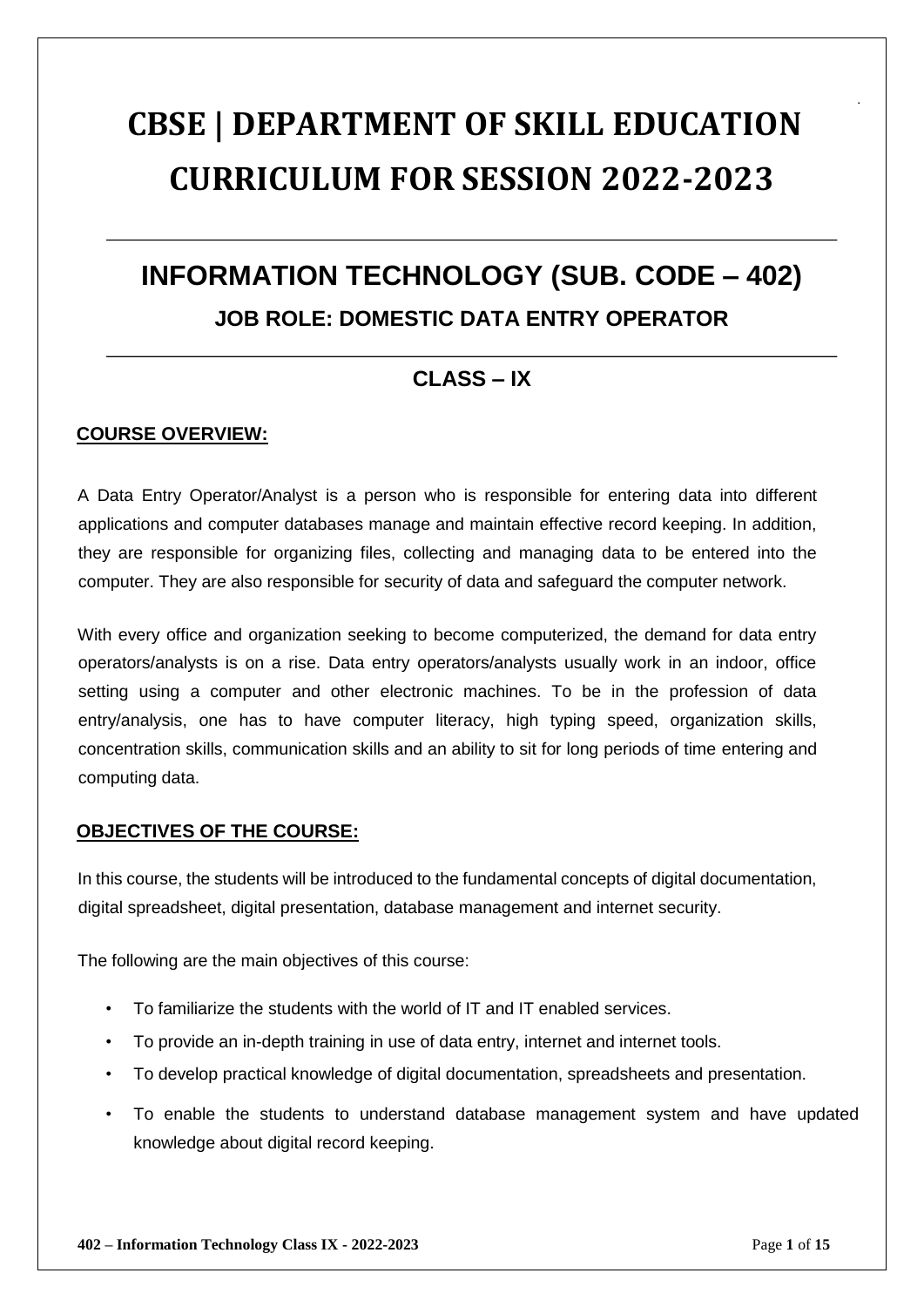# CBSE | DEPARTMENT OF SKILL EDUCATION CURRICULUM FOR SESSION 2022-2023

## INFORMATION TECHNOLOGY (SUB. CODE – 402)

### JOB ROLE: DOMESTIC DATA ENTRY OPERATOR

### CLASS – IX

**COURSE OVERVIEW:**

A Data Entry Operator/Analyst is a person who is responsible for entering data into different applications and computer databases manage and maintain effective record keeping. In addition, they are responsible for organizing files, collecting and managing data to be entered into the computer. They are also responsible for security of data and safeguard the computer network.

With every office and organization seeking to become computerized, the demand for data entry operators/analysts is on a rise. Data entry operators/analysts usually work in an indoor, office setting using a computer and other electronic machines. To be in the profession of data entry/analysis, one has to have computer literacy, high typing speed, organization skills, concentration skills, communication skills and an ability to sit for long periods of time entering and computing data.

**OBJECTIVES OF THE COURSE:**

In this course, the students will be introduced to the fundamental concepts of digital documentation, digital spreadsheet, digital presentation, database management and internet security.

The following are the main objectives of this course:

- To familiarize the students with the world of IT and IT enabled services.
- To provide an in-depth training in use of data entry, internet and internet tools.
- To develop practical knowledge of digital documentation, spreadsheets and presentation.
- To enable the students to understand database management system and have updated knowledge about digital record keeping.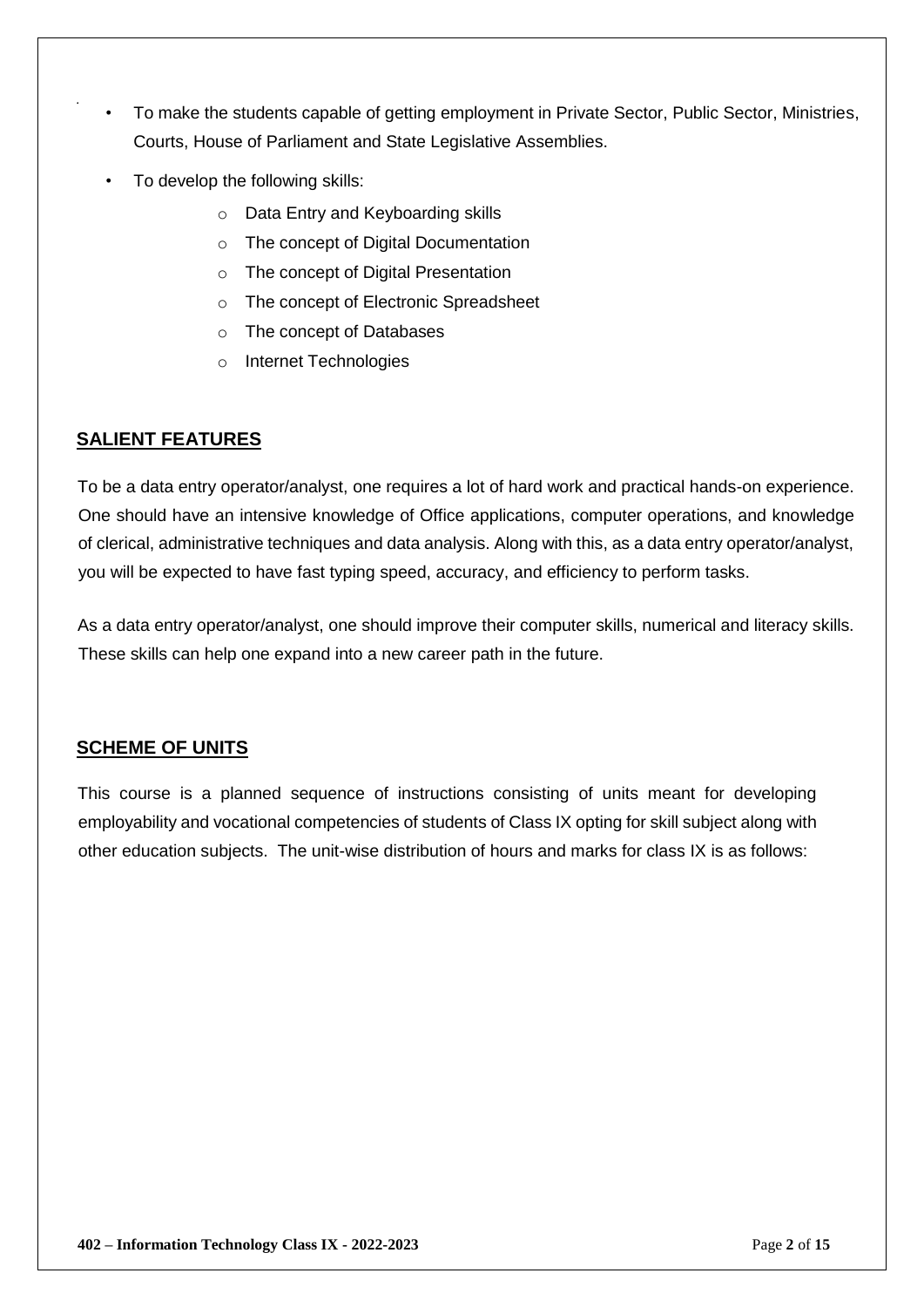- To make the students capable of getting employment in Private Sector, Public Sector, Ministries, Courts, House of Parliament and State Legislative Assemblies.
- To develop the following skills:
  - Data Entry and Keyboarding skills
  - The concept of Digital Documentation
  - The concept of Digital Presentation
  - The concept of Electronic Spreadsheet
  - The concept of Databases
  - Internet Technologies

## SALIENT FEATURES

To be a data entry operator/analyst, one requires a lot of hard work and practical hands-on experience. One should have an intensive knowledge of Office applications, computer operations, and knowledge of clerical, administrative techniques and data analysis. Along with this, as a data entry operator/analyst, you will be expected to have fast typing speed, accuracy, and efficiency to perform tasks.

As a data entry operator/analyst, one should improve their computer skills, numerical and literacy skills. These skills can help one expand into a new career path in the future.

## SCHEME OF UNITS

This course is a planned sequence of instructions consisting of units meant for developing employability and vocational competencies of students of Class IX opting for skill subject along with other education subjects. The unit-wise distribution of hours and marks for class IX is as follows: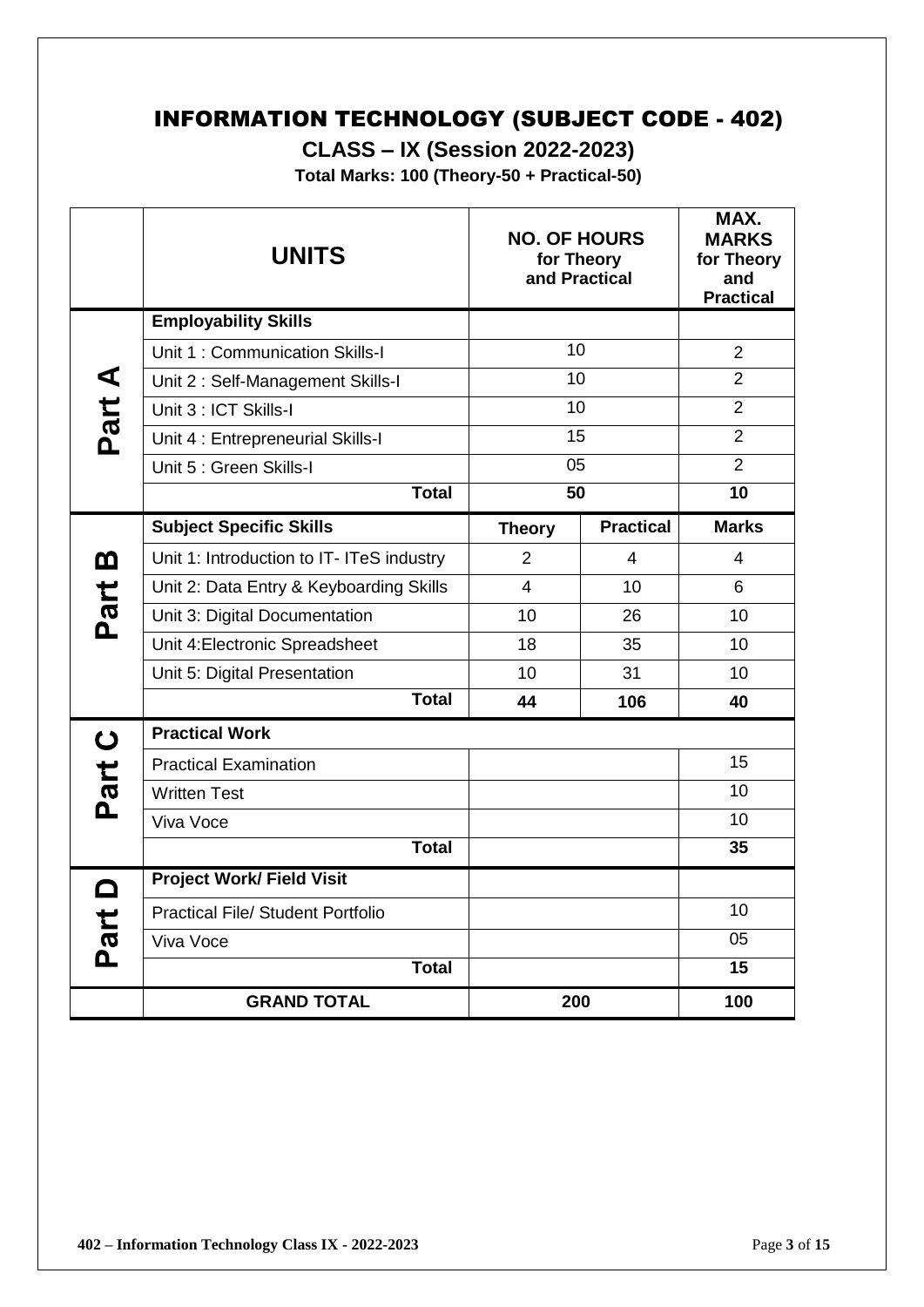# INFORMATION TECHNOLOGY (SUBJECT CODE - 402)

## CLASS – IX (Session 2022-2023)

**Total Marks: 100 (Theory-50 + Practical-50)**

| | UNITS | NO. OF HOURS for Theory and Practical | | MAX. MARKS for Theory and Practical |
|---|---|---|---|---|
| **Part A** | **Employability Skills** | | | |
| | Unit 1 : Communication Skills-I | 10 | | 2 |
| | Unit 2 : Self-Management Skills-I | 10 | | 2 |
| | Unit 3 : ICT Skills-I | 10 | | 2 |
| | Unit 4 : Entrepreneurial Skills-I | 15 | | 2 |
| | Unit 5 : Green Skills-I | 05 | | 2 |
| | **Total** | **50** | | **10** |
| **Part B** | **Subject Specific Skills** | **Theory** | **Practical** | **Marks** |
| | Unit 1: Introduction to IT- ITeS industry | 2 | 4 | 4 |
| | Unit 2: Data Entry & Keyboarding Skills | 4 | 10 | 6 |
| | Unit 3: Digital Documentation | 10 | 26 | 10 |
| | Unit 4:Electronic Spreadsheet | 18 | 35 | 10 |
| | Unit 5: Digital Presentation | 10 | 31 | 10 |
| | **Total** | **44** | **106** | **40** |
| **Part C** | **Practical Work** | | | |
| | Practical Examination | | | 15 |
| | Written Test | | | 10 |
| | Viva Voce | | | 10 |
| | **Total** | | | **35** |
| **Part D** | **Project Work/ Field Visit** | | | |
| | Practical File/ Student Portfolio | | | 10 |
| | Viva Voce | | | 05 |
| | **Total** | | | **15** |
| | **GRAND TOTAL** | **200** | | **100** |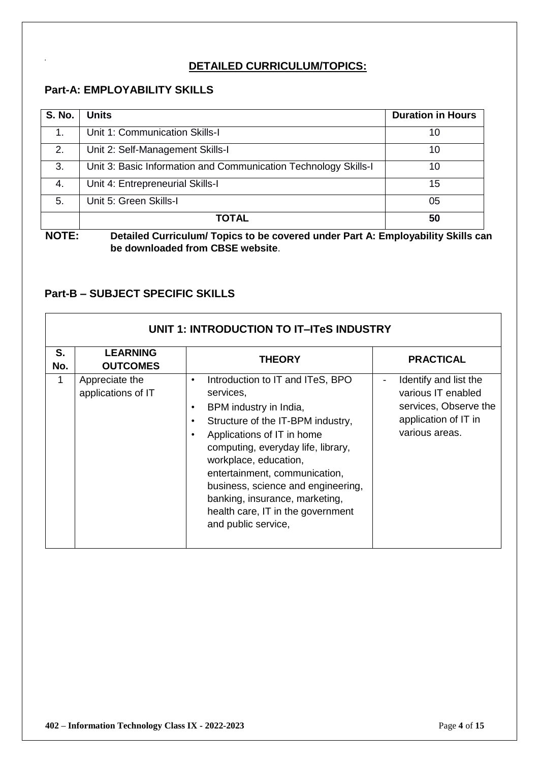## DETAILED CURRICULUM/TOPICS:

### Part-A: EMPLOYABILITY SKILLS

| S. No. | Units | Duration in Hours |
|---|---|---|
| 1. | Unit 1: Communication Skills-I | 10 |
| 2. | Unit 2: Self-Management Skills-I | 10 |
| 3. | Unit 3: Basic Information and Communication Technology Skills-I | 10 |
| 4. | Unit 4: Entrepreneurial Skills-I | 15 |
| 5. | Unit 5: Green Skills-I | 05 |
| | **TOTAL** | **50** |

**NOTE:** **Detailed Curriculum/ Topics to be covered under Part A: Employability Skills can be downloaded from CBSE website**.

### Part-B – SUBJECT SPECIFIC SKILLS

| **UNIT 1: INTRODUCTION TO IT–ITeS INDUSTRY** | | | |
|---|---|---|---|
| **S. No.** | **LEARNING OUTCOMES** | **THEORY** | **PRACTICAL** |
| 1 | Appreciate the applications of IT | • Introduction to IT and ITeS, BPO services,<br>• BPM industry in India,<br>• Structure of the IT-BPM industry,<br>• Applications of IT in home computing, everyday life, library, workplace, education, entertainment, communication, business, science and engineering, banking, insurance, marketing, health care, IT in the government and public service, | - Identify and list the various IT enabled services, Observe the application of IT in various areas. |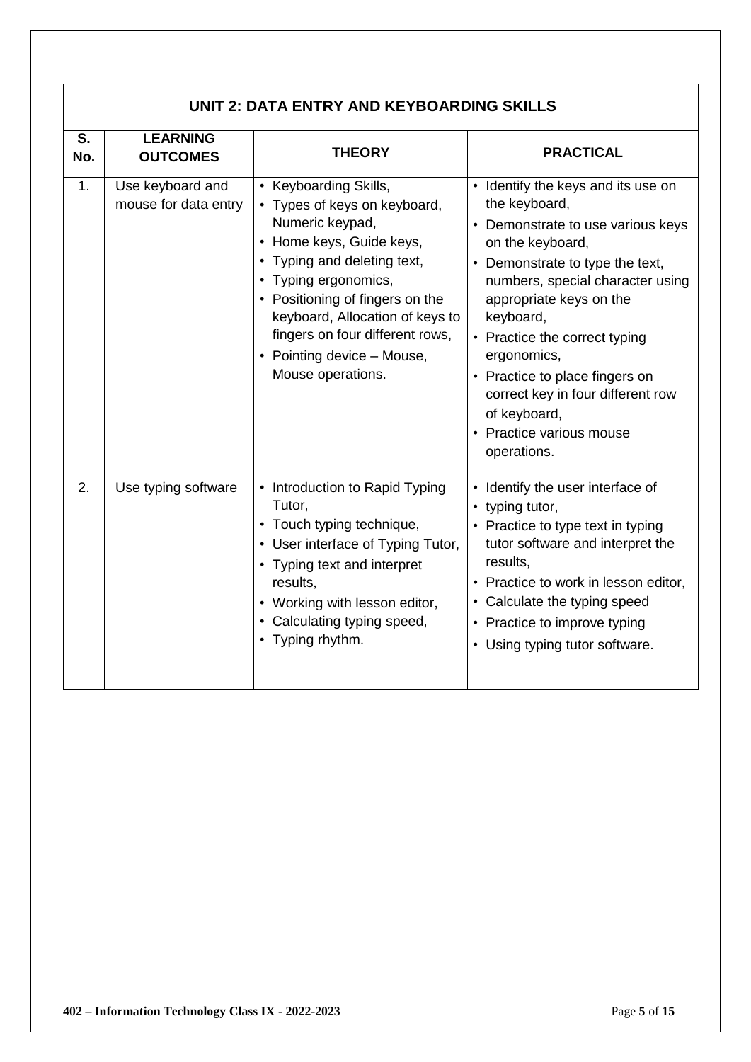| UNIT 2: DATA ENTRY AND KEYBOARDING SKILLS | | | |
|---|---|---|---|
| **S. No.** | **LEARNING OUTCOMES** | **THEORY** | **PRACTICAL** |
| 1. | Use keyboard and mouse for data entry | • Keyboarding Skills,<br>• Types of keys on keyboard, Numeric keypad,<br>• Home keys, Guide keys,<br>• Typing and deleting text,<br>• Typing ergonomics,<br>• Positioning of fingers on the keyboard, Allocation of keys to fingers on four different rows,<br>• Pointing device – Mouse, Mouse operations. | • Identify the keys and its use on the keyboard,<br>• Demonstrate to use various keys on the keyboard,<br>• Demonstrate to type the text, numbers, special character using appropriate keys on the keyboard,<br>• Practice the correct typing ergonomics,<br>• Practice to place fingers on correct key in four different row of keyboard,<br>• Practice various mouse operations. |
| 2. | Use typing software | • Introduction to Rapid Typing Tutor,<br>• Touch typing technique,<br>• User interface of Typing Tutor,<br>• Typing text and interpret results,<br>• Working with lesson editor,<br>• Calculating typing speed,<br>• Typing rhythm. | • Identify the user interface of<br>• typing tutor,<br>• Practice to type text in typing tutor software and interpret the results,<br>• Practice to work in lesson editor,<br>• Calculate the typing speed<br>• Practice to improve typing<br>• Using typing tutor software. |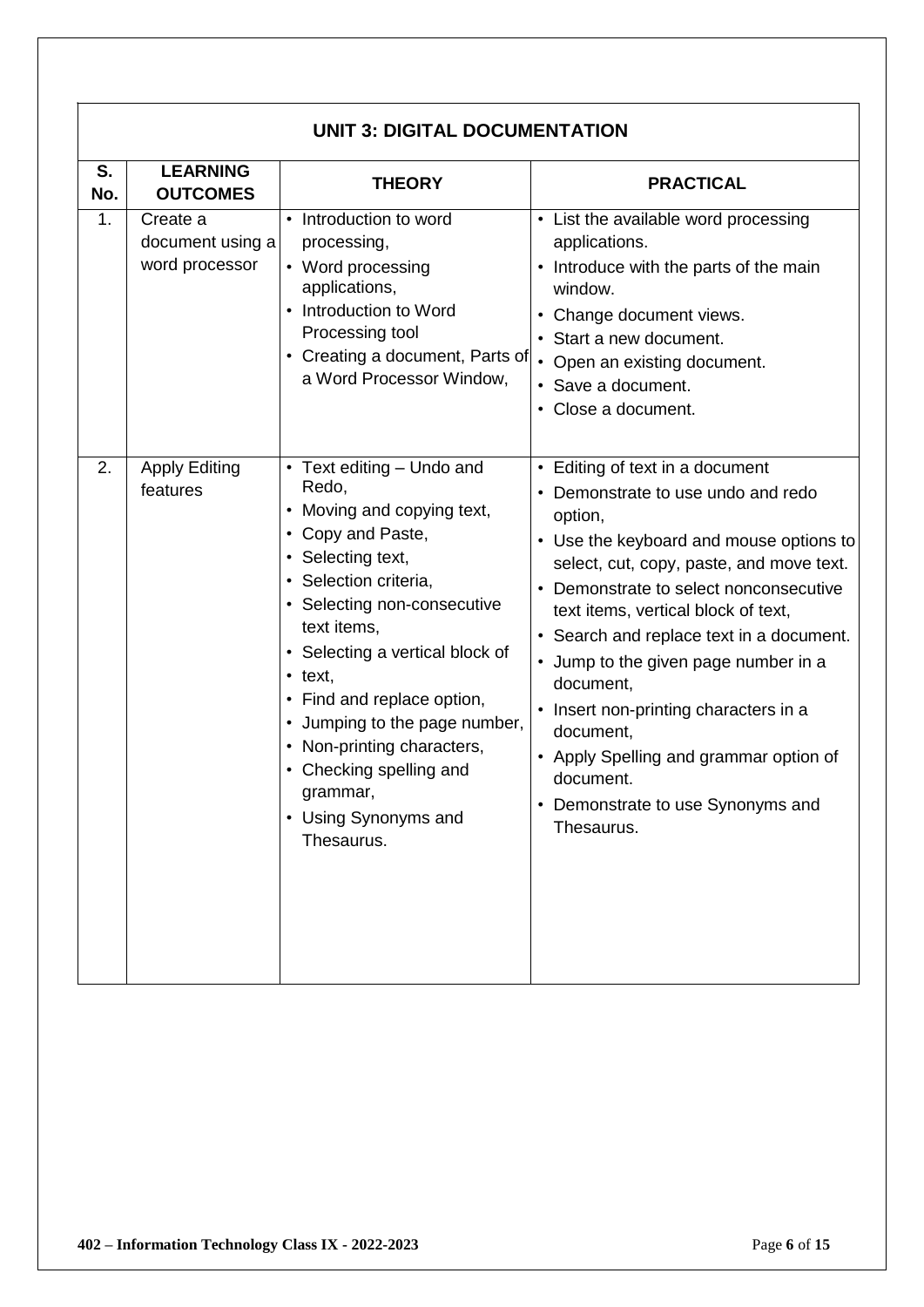| UNIT 3: DIGITAL DOCUMENTATION | | | |
|---|---|---|---|
| **S. No.** | **LEARNING OUTCOMES** | **THEORY** | **PRACTICAL** |
| 1. | Create a document using a word processor | • Introduction to word processing,<br>• Word processing applications,<br>• Introduction to Word Processing tool<br>• Creating a document, Parts of a Word Processor Window, | • List the available word processing applications.<br>• Introduce with the parts of the main window.<br>• Change document views.<br>• Start a new document.<br>• Open an existing document.<br>• Save a document.<br>• Close a document. |
| 2. | Apply Editing features | • Text editing – Undo and Redo,<br>• Moving and copying text,<br>• Copy and Paste,<br>• Selecting text,<br>• Selection criteria,<br>• Selecting non-consecutive text items,<br>• Selecting a vertical block of<br>• text,<br>• Find and replace option,<br>• Jumping to the page number,<br>• Non-printing characters,<br>• Checking spelling and grammar,<br>• Using Synonyms and Thesaurus. | • Editing of text in a document<br>• Demonstrate to use undo and redo option,<br>• Use the keyboard and mouse options to select, cut, copy, paste, and move text.<br>• Demonstrate to select nonconsecutive text items, vertical block of text,<br>• Search and replace text in a document.<br>• Jump to the given page number in a document,<br>• Insert non-printing characters in a document,<br>• Apply Spelling and grammar option of document.<br>• Demonstrate to use Synonyms and Thesaurus. |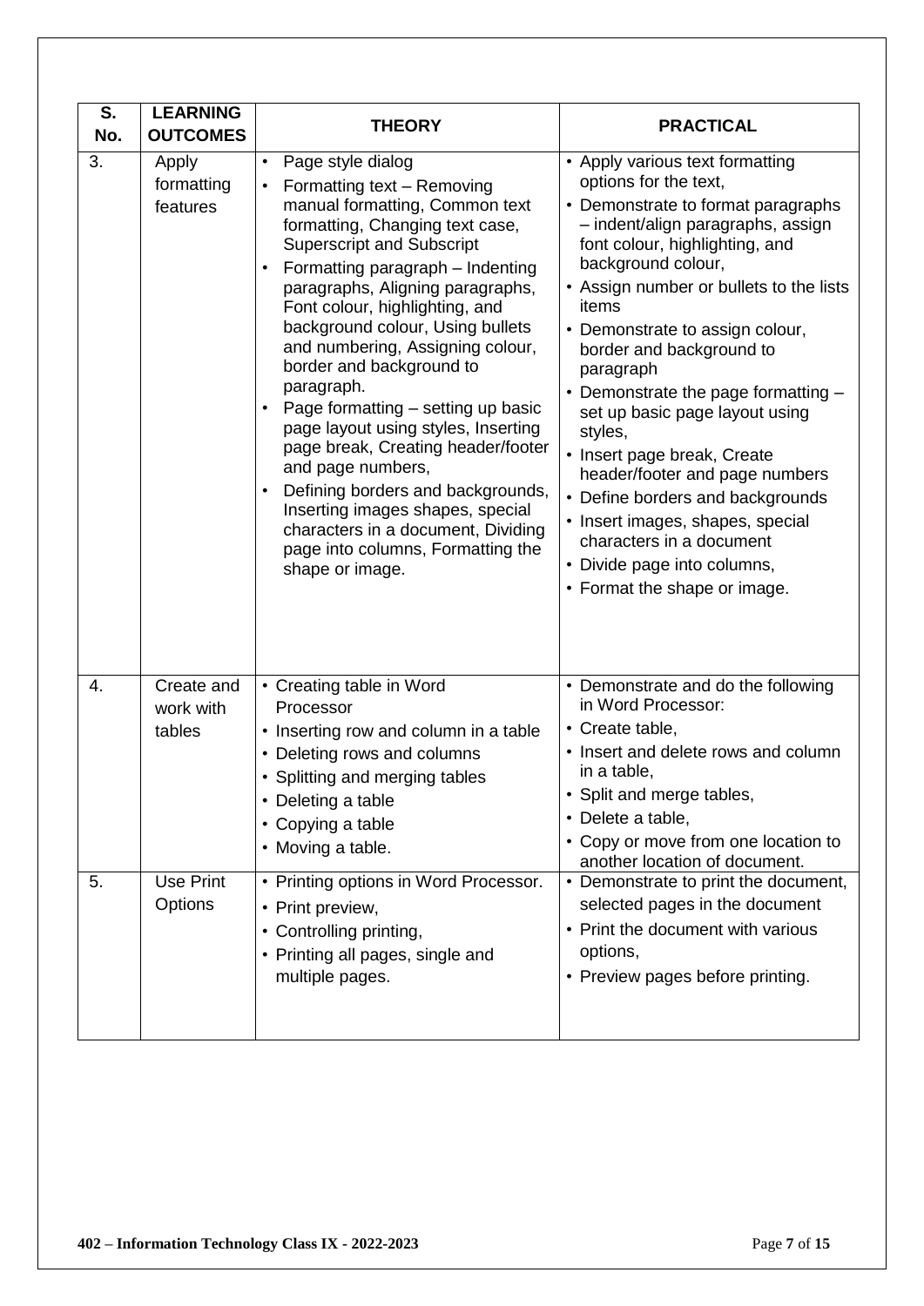| S. No. | LEARNING OUTCOMES | THEORY | PRACTICAL |
|---|---|---|---|
| 3. | Apply formatting features | • Page style dialog<br>• Formatting text – Removing manual formatting, Common text formatting, Changing text case, Superscript and Subscript<br>• Formatting paragraph – Indenting paragraphs, Aligning paragraphs, Font colour, highlighting, and background colour, Using bullets and numbering, Assigning colour, border and background to paragraph.<br>• Page formatting – setting up basic page layout using styles, Inserting page break, Creating header/footer and page numbers,<br>• Defining borders and backgrounds, Inserting images shapes, special characters in a document, Dividing page into columns, Formatting the shape or image. | • Apply various text formatting options for the text,<br>• Demonstrate to format paragraphs – indent/align paragraphs, assign font colour, highlighting, and background colour,<br>• Assign number or bullets to the lists items<br>• Demonstrate to assign colour, border and background to paragraph<br>• Demonstrate the page formatting – set up basic page layout using styles,<br>• Insert page break, Create header/footer and page numbers<br>• Define borders and backgrounds<br>• Insert images, shapes, special characters in a document<br>• Divide page into columns,<br>• Format the shape or image. |
| 4. | Create and work with tables | • Creating table in Word Processor<br>• Inserting row and column in a table<br>• Deleting rows and columns<br>• Splitting and merging tables<br>• Deleting a table<br>• Copying a table<br>• Moving a table. | • Demonstrate and do the following in Word Processor:<br>• Create table,<br>• Insert and delete rows and column in a table,<br>• Split and merge tables,<br>• Delete a table,<br>• Copy or move from one location to another location of document. |
| 5. | Use Print Options | • Printing options in Word Processor.<br>• Print preview,<br>• Controlling printing,<br>• Printing all pages, single and multiple pages. | • Demonstrate to print the document, selected pages in the document<br>• Print the document with various options,<br>• Preview pages before printing. |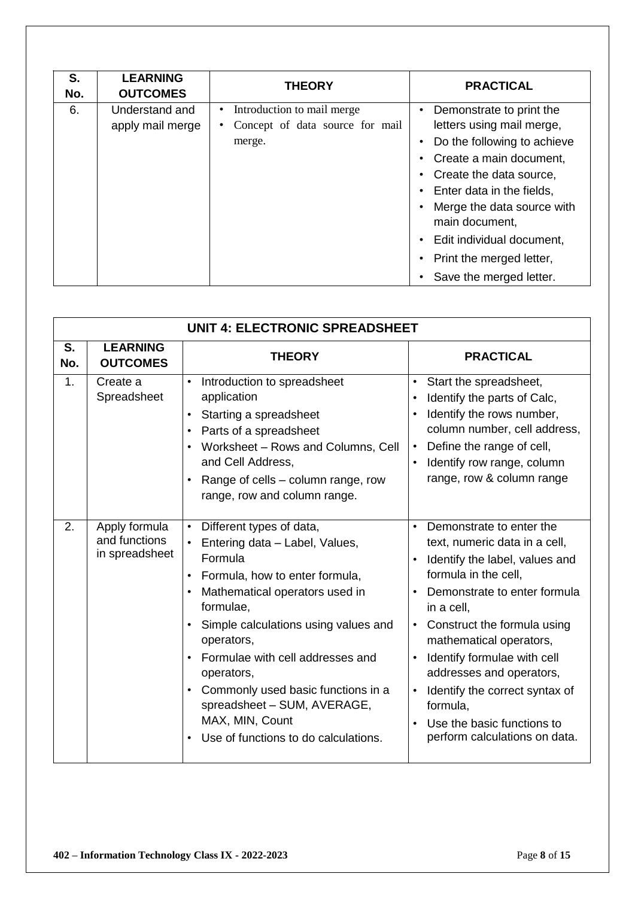| S. No. | LEARNING OUTCOMES | THEORY | PRACTICAL |
|---|---|---|---|
| 6. | Understand and apply mail merge | • Introduction to mail merge<br>• Concept of data source for mail merge. | • Demonstrate to print the letters using mail merge,<br>• Do the following to achieve<br>• Create a main document,<br>• Create the data source,<br>• Enter data in the fields,<br>• Merge the data source with main document,<br>• Edit individual document,<br>• Print the merged letter,<br>• Save the merged letter. |

| UNIT 4: ELECTRONIC SPREADSHEET | | | |
|---|---|---|---|
| **S. No.** | **LEARNING OUTCOMES** | **THEORY** | **PRACTICAL** |
| 1. | Create a Spreadsheet | • Introduction to spreadsheet application<br>• Starting a spreadsheet<br>• Parts of a spreadsheet<br>• Worksheet – Rows and Columns, Cell and Cell Address,<br>• Range of cells – column range, row range, row and column range. | • Start the spreadsheet,<br>• Identify the parts of Calc,<br>• Identify the rows number, column number, cell address,<br>• Define the range of cell,<br>• Identify row range, column range, row & column range |
| 2. | Apply formula and functions in spreadsheet | • Different types of data,<br>• Entering data – Label, Values, Formula<br>• Formula, how to enter formula,<br>• Mathematical operators used in formulae,<br>• Simple calculations using values and operators,<br>• Formulae with cell addresses and operators,<br>• Commonly used basic functions in a spreadsheet – SUM, AVERAGE, MAX, MIN, Count<br>• Use of functions to do calculations. | • Demonstrate to enter the text, numeric data in a cell,<br>• Identify the label, values and formula in the cell,<br>• Demonstrate to enter formula in a cell,<br>• Construct the formula using mathematical operators,<br>• Identify formulae with cell addresses and operators,<br>• Identify the correct syntax of formula,<br>• Use the basic functions to perform calculations on data. |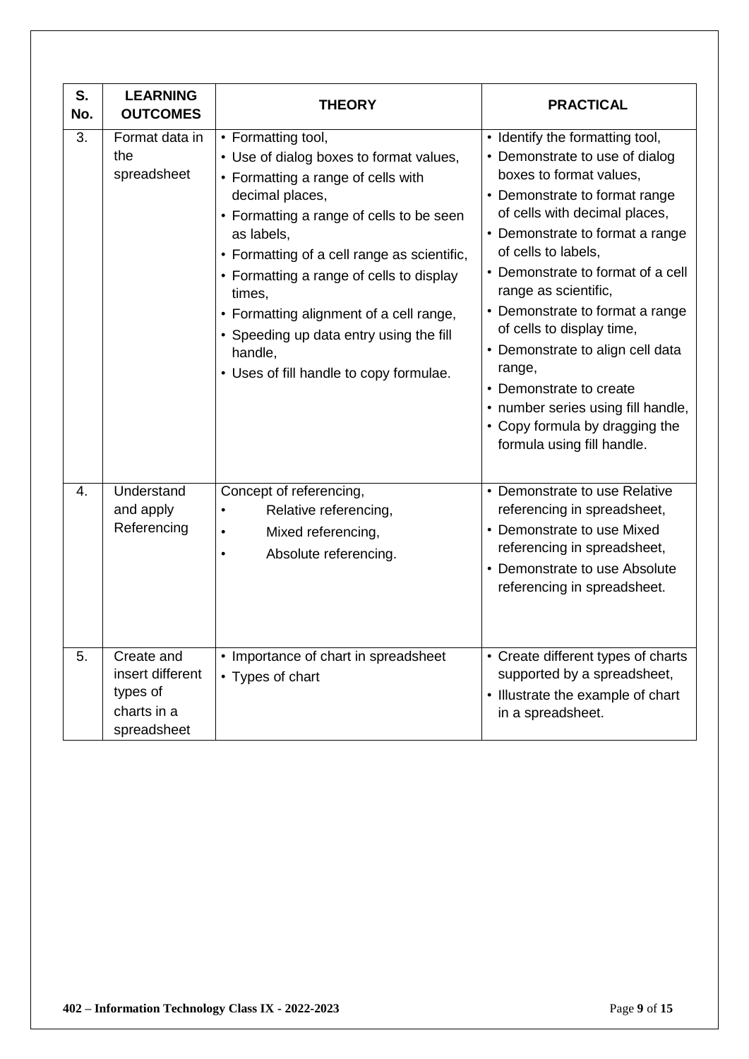| S. No. | LEARNING OUTCOMES | THEORY | PRACTICAL |
|---|---|---|---|
| 3. | Format data in the spreadsheet | • Formatting tool,<br>• Use of dialog boxes to format values,<br>• Formatting a range of cells with decimal places,<br>• Formatting a range of cells to be seen as labels,<br>• Formatting of a cell range as scientific,<br>• Formatting a range of cells to display times,<br>• Formatting alignment of a cell range,<br>• Speeding up data entry using the fill handle,<br>• Uses of fill handle to copy formulae. | • Identify the formatting tool,<br>• Demonstrate to use of dialog boxes to format values,<br>• Demonstrate to format range of cells with decimal places,<br>• Demonstrate to format a range of cells to labels,<br>• Demonstrate to format of a cell range as scientific,<br>• Demonstrate to format a range of cells to display time,<br>• Demonstrate to align cell data range,<br>• Demonstrate to create<br>• number series using fill handle,<br>• Copy formula by dragging the formula using fill handle. |
| 4. | Understand and apply Referencing | Concept of referencing,<br>• Relative referencing,<br>• Mixed referencing,<br>• Absolute referencing. | • Demonstrate to use Relative referencing in spreadsheet,<br>• Demonstrate to use Mixed referencing in spreadsheet,<br>• Demonstrate to use Absolute referencing in spreadsheet. |
| 5. | Create and insert different types of charts in a spreadsheet | • Importance of chart in spreadsheet<br>• Types of chart | • Create different types of charts supported by a spreadsheet,<br>• Illustrate the example of chart in a spreadsheet. |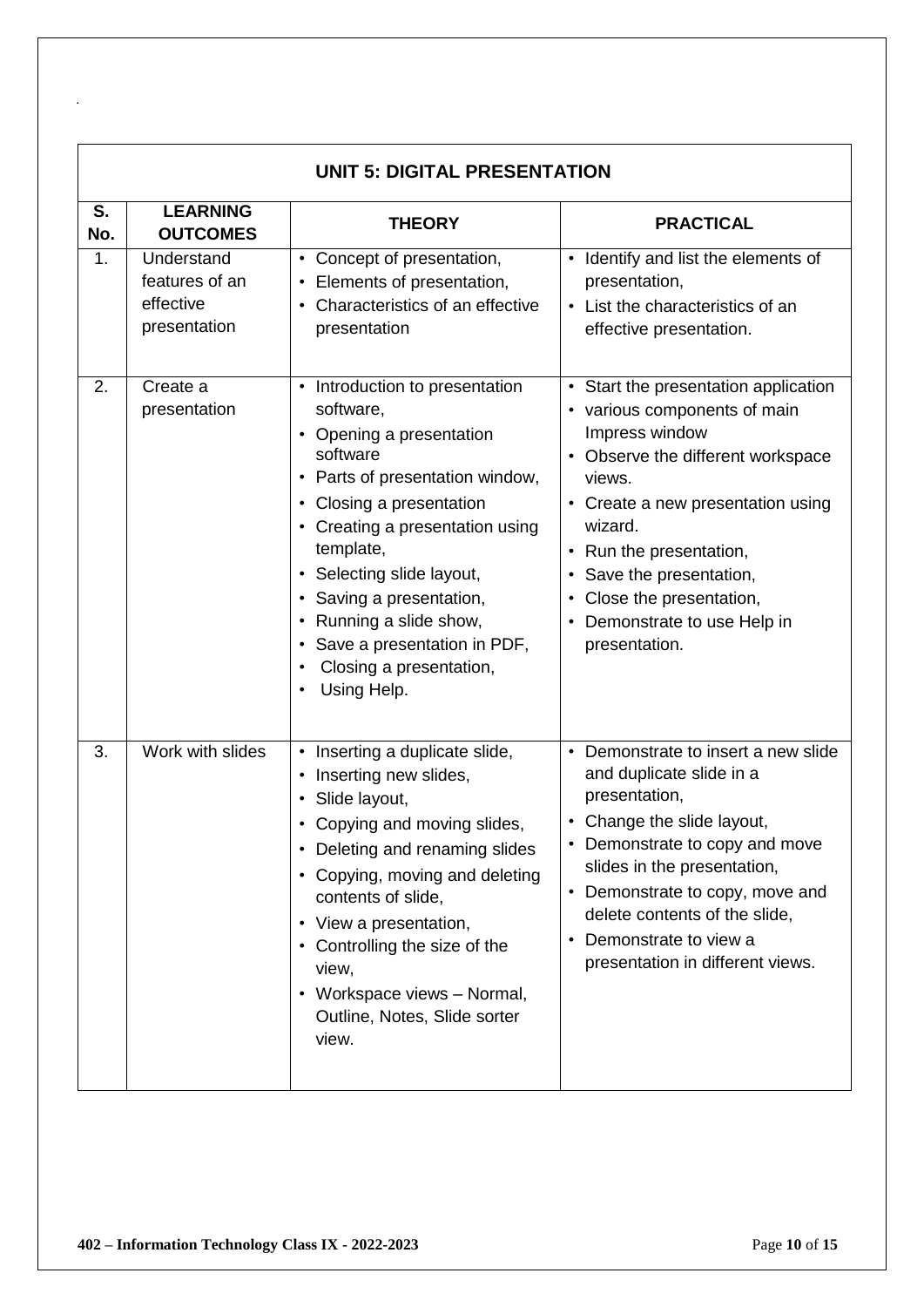## UNIT 5: DIGITAL PRESENTATION

| S. No. | LEARNING OUTCOMES | THEORY | PRACTICAL |
|---|---|---|---|
| 1. | Understand features of an effective presentation | • Concept of presentation,<br>• Elements of presentation,<br>• Characteristics of an effective presentation | • Identify and list the elements of presentation,<br>• List the characteristics of an effective presentation. |
| 2. | Create a presentation | • Introduction to presentation software,<br>• Opening a presentation software<br>• Parts of presentation window,<br>• Closing a presentation<br>• Creating a presentation using template,<br>• Selecting slide layout,<br>• Saving a presentation,<br>• Running a slide show,<br>• Save a presentation in PDF,<br>• Closing a presentation,<br>• Using Help. | • Start the presentation application<br>• various components of main Impress window<br>• Observe the different workspace views.<br>• Create a new presentation using wizard.<br>• Run the presentation,<br>• Save the presentation,<br>• Close the presentation,<br>• Demonstrate to use Help in presentation. |
| 3. | Work with slides | • Inserting a duplicate slide,<br>• Inserting new slides,<br>• Slide layout,<br>• Copying and moving slides,<br>• Deleting and renaming slides<br>• Copying, moving and deleting contents of slide,<br>• View a presentation,<br>• Controlling the size of the view,<br>• Workspace views – Normal, Outline, Notes, Slide sorter view. | • Demonstrate to insert a new slide and duplicate slide in a presentation,<br>• Change the slide layout,<br>• Demonstrate to copy and move slides in the presentation,<br>• Demonstrate to copy, move and delete contents of the slide,<br>• Demonstrate to view a presentation in different views. |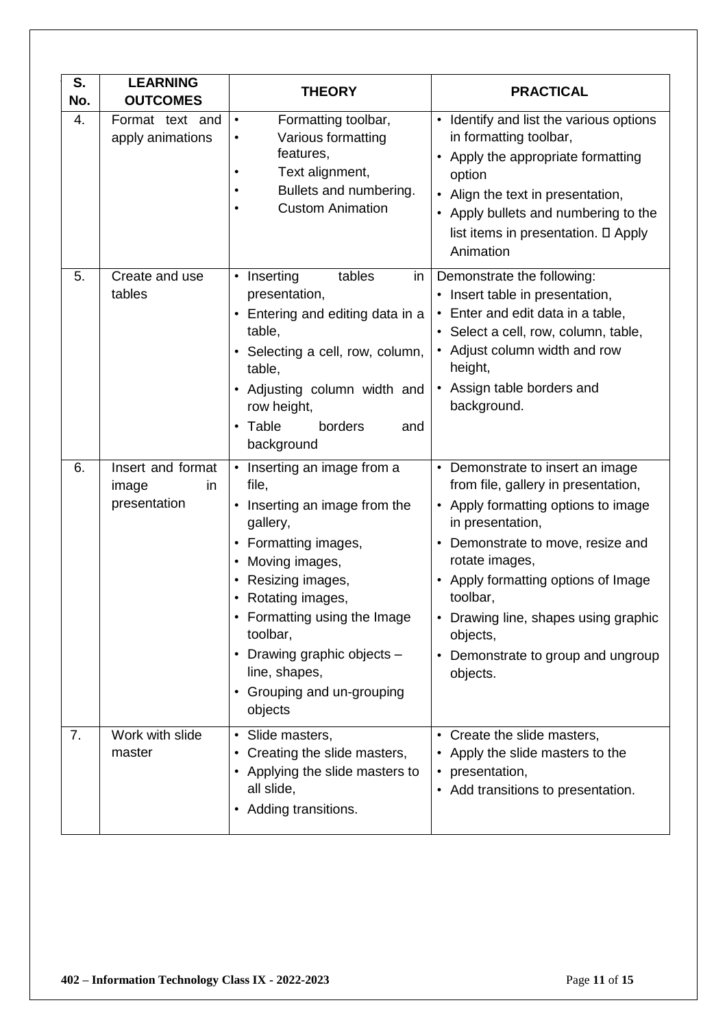| S. No. | LEARNING OUTCOMES | THEORY | PRACTICAL |
|---|---|---|---|
| 4. | Format text and apply animations | • Formatting toolbar,<br>• Various formatting features,<br>• Text alignment,<br>• Bullets and numbering.<br>• Custom Animation | • Identify and list the various options in formatting toolbar,<br>• Apply the appropriate formatting option<br>• Align the text in presentation,<br>• Apply bullets and numbering to the list items in presentation.  Apply Animation |
| 5. | Create and use tables | • Inserting tables in presentation,<br>• Entering and editing data in a table,<br>• Selecting a cell, row, column, table,<br>• Adjusting column width and row height,<br>• Table borders and background | Demonstrate the following:<br>• Insert table in presentation,<br>• Enter and edit data in a table,<br>• Select a cell, row, column, table,<br>• Adjust column width and row height,<br>• Assign table borders and background. |
| 6. | Insert and format image in presentation | • Inserting an image from a file,<br>• Inserting an image from the gallery,<br>• Formatting images,<br>• Moving images,<br>• Resizing images,<br>• Rotating images,<br>• Formatting using the Image toolbar,<br>• Drawing graphic objects – line, shapes,<br>• Grouping and un-grouping objects | • Demonstrate to insert an image from file, gallery in presentation,<br>• Apply formatting options to image in presentation,<br>• Demonstrate to move, resize and rotate images,<br>• Apply formatting options of Image toolbar,<br>• Drawing line, shapes using graphic objects,<br>• Demonstrate to group and ungroup objects. |
| 7. | Work with slide master | • Slide masters,<br>• Creating the slide masters,<br>• Applying the slide masters to all slide,<br>• Adding transitions. | • Create the slide masters,<br>• Apply the slide masters to the<br>• presentation,<br>• Add transitions to presentation. |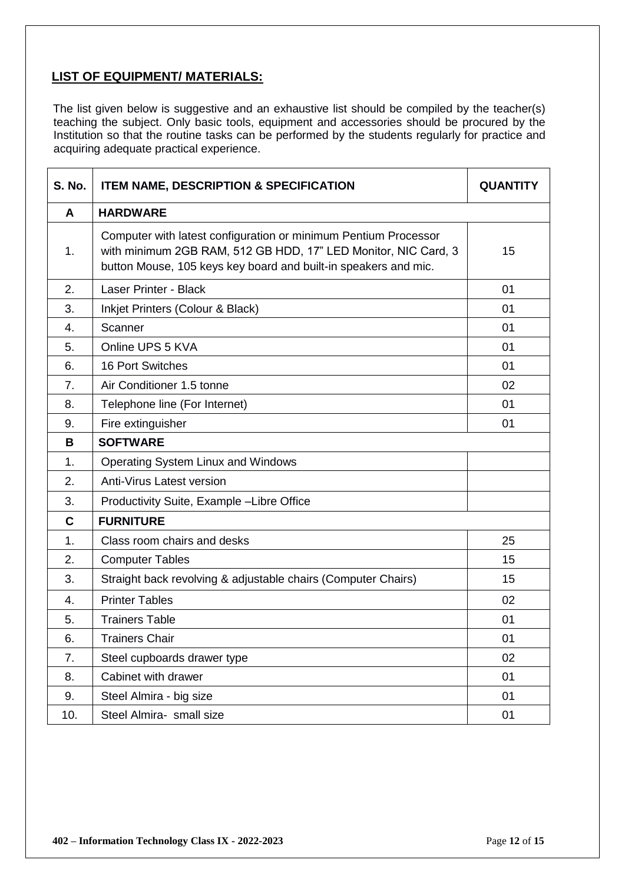## LIST OF EQUIPMENT/ MATERIALS:

The list given below is suggestive and an exhaustive list should be compiled by the teacher(s) teaching the subject. Only basic tools, equipment and accessories should be procured by the Institution so that the routine tasks can be performed by the students regularly for practice and acquiring adequate practical experience.

| S. No. | ITEM NAME, DESCRIPTION & SPECIFICATION | QUANTITY |
|---|---|---|
| **A** | **HARDWARE** | |
| 1. | Computer with latest configuration or minimum Pentium Processor with minimum 2GB RAM, 512 GB HDD, 17" LED Monitor, NIC Card, 3 button Mouse, 105 keys key board and built-in speakers and mic. | 15 |
| 2. | Laser Printer - Black | 01 |
| 3. | Inkjet Printers (Colour & Black) | 01 |
| 4. | Scanner | 01 |
| 5. | Online UPS 5 KVA | 01 |
| 6. | 16 Port Switches | 01 |
| 7. | Air Conditioner 1.5 tonne | 02 |
| 8. | Telephone line (For Internet) | 01 |
| 9. | Fire extinguisher | 01 |
| **B** | **SOFTWARE** | |
| 1. | Operating System Linux and Windows | |
| 2. | Anti-Virus Latest version | |
| 3. | Productivity Suite, Example –Libre Office | |
| **C** | **FURNITURE** | |
| 1. | Class room chairs and desks | 25 |
| 2. | Computer Tables | 15 |
| 3. | Straight back revolving & adjustable chairs (Computer Chairs) | 15 |
| 4. | Printer Tables | 02 |
| 5. | Trainers Table | 01 |
| 6. | Trainers Chair | 01 |
| 7. | Steel cupboards drawer type | 02 |
| 8. | Cabinet with drawer | 01 |
| 9. | Steel Almira - big size | 01 |
| 10. | Steel Almira- small size | 01 |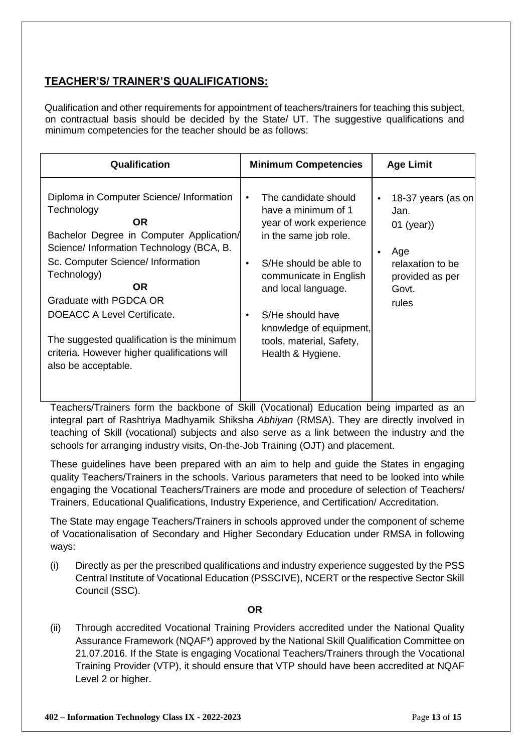## TEACHER'S/ TRAINER'S QUALIFICATIONS:

Qualification and other requirements for appointment of teachers/trainers for teaching this subject, on contractual basis should be decided by the State/ UT. The suggestive qualifications and minimum competencies for the teacher should be as follows:

| Qualification | Minimum Competencies | Age Limit |
|---|---|---|
| Diploma in Computer Science/ Information Technology<br>**OR**<br>Bachelor Degree in Computer Application/ Science/ Information Technology (BCA, B. Sc. Computer Science/ Information Technology)<br>**OR**<br>Graduate with PGDCA OR DOEACC A Level Certificate.<br><br>The suggested qualification is the minimum criteria. However higher qualifications will also be acceptable. | • The candidate should have a minimum of 1 year of work experience in the same job role.<br>• S/He should be able to communicate in English and local language.<br>• S/He should have knowledge of equipment, tools, material, Safety, Health & Hygiene. | • 18-37 years (as on Jan. 01 (year))<br>• Age relaxation to be provided as per Govt. rules |

Teachers/Trainers form the backbone of Skill (Vocational) Education being imparted as an integral part of Rashtriya Madhyamik Shiksha *Abhiyan* (RMSA). They are directly involved in teaching of Skill (vocational) subjects and also serve as a link between the industry and the schools for arranging industry visits, On-the-Job Training (OJT) and placement.

These guidelines have been prepared with an aim to help and guide the States in engaging quality Teachers/Trainers in the schools. Various parameters that need to be looked into while engaging the Vocational Teachers/Trainers are mode and procedure of selection of Teachers/ Trainers, Educational Qualifications, Industry Experience, and Certification/ Accreditation.

The State may engage Teachers/Trainers in schools approved under the component of scheme of Vocationalisation of Secondary and Higher Secondary Education under RMSA in following ways:

(i) Directly as per the prescribed qualifications and industry experience suggested by the PSS Central Institute of Vocational Education (PSSCIVE), NCERT or the respective Sector Skill Council (SSC).

**OR**

(ii) Through accredited Vocational Training Providers accredited under the National Quality Assurance Framework (NQAF*) approved by the National Skill Qualification Committee on 21.07.2016. If the State is engaging Vocational Teachers/Trainers through the Vocational Training Provider (VTP), it should ensure that VTP should have been accredited at NQAF Level 2 or higher.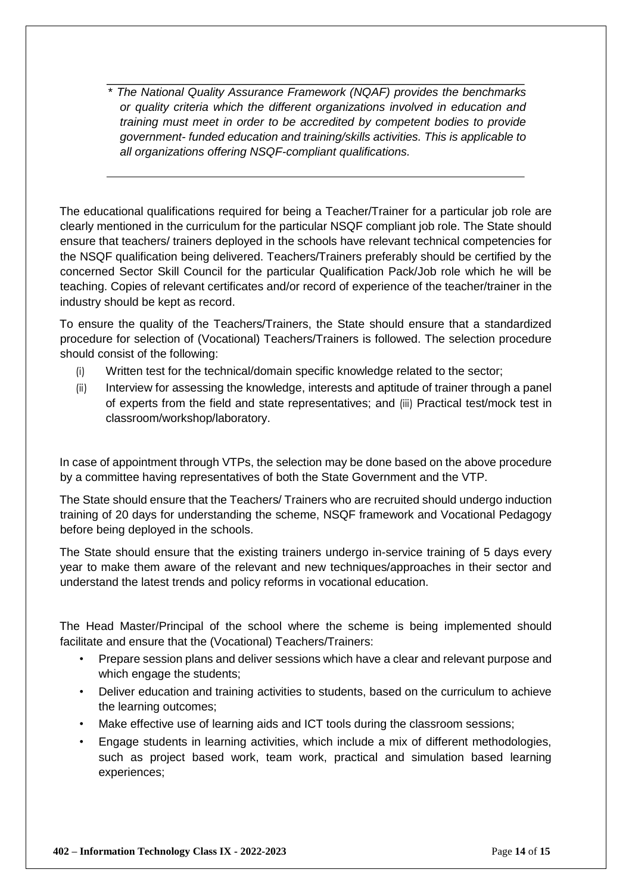*\* The National Quality Assurance Framework (NQAF) provides the benchmarks or quality criteria which the different organizations involved in education and training must meet in order to be accredited by competent bodies to provide government- funded education and training/skills activities. This is applicable to all organizations offering NSQF-compliant qualifications.*

---

The educational qualifications required for being a Teacher/Trainer for a particular job role are clearly mentioned in the curriculum for the particular NSQF compliant job role. The State should ensure that teachers/ trainers deployed in the schools have relevant technical competencies for the NSQF qualification being delivered. Teachers/Trainers preferably should be certified by the concerned Sector Skill Council for the particular Qualification Pack/Job role which he will be teaching. Copies of relevant certificates and/or record of experience of the teacher/trainer in the industry should be kept as record.

To ensure the quality of the Teachers/Trainers, the State should ensure that a standardized procedure for selection of (Vocational) Teachers/Trainers is followed. The selection procedure should consist of the following:

(i) Written test for the technical/domain specific knowledge related to the sector;
(ii) Interview for assessing the knowledge, interests and aptitude of trainer through a panel of experts from the field and state representatives; and (iii) Practical test/mock test in classroom/workshop/laboratory.

In case of appointment through VTPs, the selection may be done based on the above procedure by a committee having representatives of both the State Government and the VTP.

The State should ensure that the Teachers/ Trainers who are recruited should undergo induction training of 20 days for understanding the scheme, NSQF framework and Vocational Pedagogy before being deployed in the schools.

The State should ensure that the existing trainers undergo in-service training of 5 days every year to make them aware of the relevant and new techniques/approaches in their sector and understand the latest trends and policy reforms in vocational education.

The Head Master/Principal of the school where the scheme is being implemented should facilitate and ensure that the (Vocational) Teachers/Trainers:

- Prepare session plans and deliver sessions which have a clear and relevant purpose and which engage the students;
- Deliver education and training activities to students, based on the curriculum to achieve the learning outcomes;
- Make effective use of learning aids and ICT tools during the classroom sessions;
- Engage students in learning activities, which include a mix of different methodologies, such as project based work, team work, practical and simulation based learning experiences;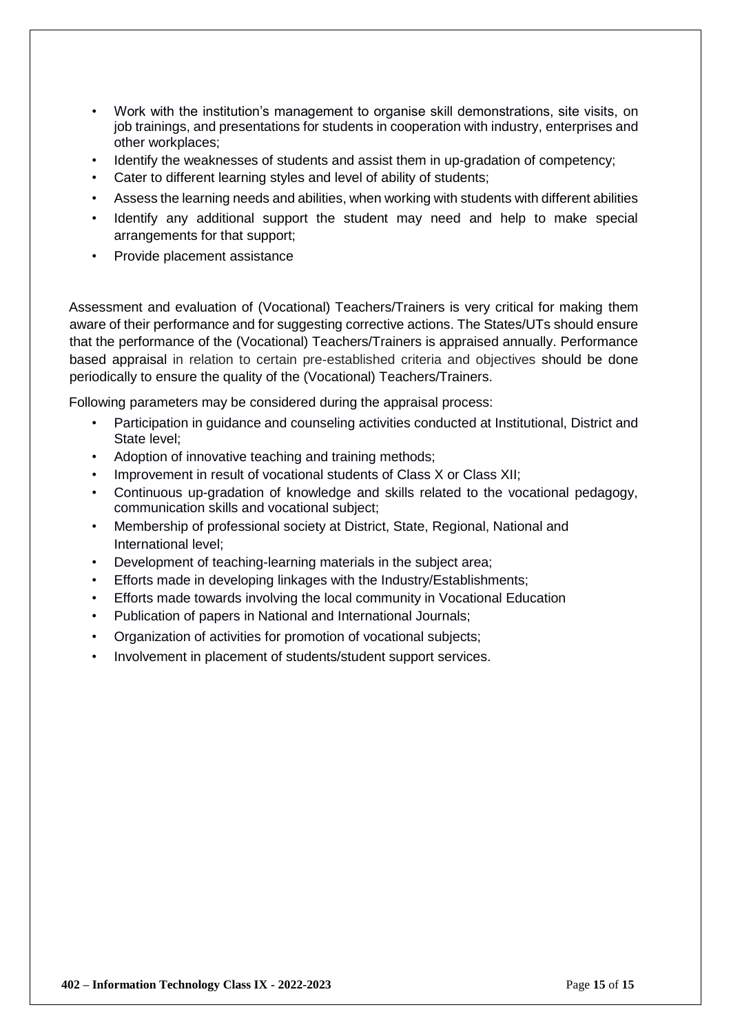- Work with the institution's management to organise skill demonstrations, site visits, on job trainings, and presentations for students in cooperation with industry, enterprises and other workplaces;
- Identify the weaknesses of students and assist them in up-gradation of competency;
- Cater to different learning styles and level of ability of students;
- Assess the learning needs and abilities, when working with students with different abilities
- Identify any additional support the student may need and help to make special arrangements for that support;
- Provide placement assistance

Assessment and evaluation of (Vocational) Teachers/Trainers is very critical for making them aware of their performance and for suggesting corrective actions. The States/UTs should ensure that the performance of the (Vocational) Teachers/Trainers is appraised annually. Performance based appraisal in relation to certain pre-established criteria and objectives should be done periodically to ensure the quality of the (Vocational) Teachers/Trainers.

Following parameters may be considered during the appraisal process:

- Participation in guidance and counseling activities conducted at Institutional, District and State level;
- Adoption of innovative teaching and training methods;
- Improvement in result of vocational students of Class X or Class XII;
- Continuous up-gradation of knowledge and skills related to the vocational pedagogy, communication skills and vocational subject;
- Membership of professional society at District, State, Regional, National and International level;
- Development of teaching-learning materials in the subject area;
- Efforts made in developing linkages with the Industry/Establishments;
- Efforts made towards involving the local community in Vocational Education
- Publication of papers in National and International Journals;
- Organization of activities for promotion of vocational subjects;
- Involvement in placement of students/student support services.